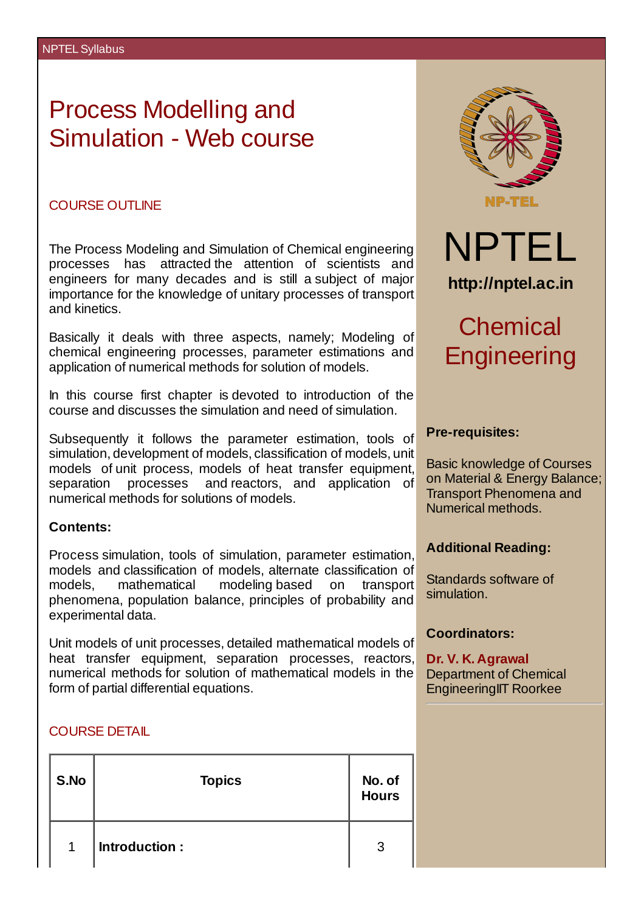# Process Modelling and Simulation - Web course

## COURSE OUTLINE

The Process Modeling and Simulation of Chemical engineering processes has attracted the attention of scientists and engineers for many decades and is still a subject of major importance for the knowledge of unitary processes of transport and kinetics.

Basically it deals with three aspects, namely; Modeling of chemical engineering processes, parameter estimations and application of numerical methods for solution of models.

In this course first chapter is devoted to introduction of the course and discusses the simulation and need of simulation.

Subsequently it follows the parameter estimation, tools of simulation, development of models, classification of models, unit models of unit process, models of heat transfer equipment, separation processes and reactors, and application of numerical methods for solutions of models.

**Contents:**

Process simulation, tools of simulation, parameter estimation, models and classification of models, alternate classification of models, mathematical modeling based on transport phenomena, population balance, principles of probability and experimental data.

Unit models of unit processes, detailed mathematical models of heat transfer equipment, separation processes, reactors, numerical methods for solution of mathematical models in the form of partial differential equations.

NPTEL

http://nptel.ac.in

Chemical Engineering

**Pre-requisites:**

Basic knowledge of Courses on Material & Energy Balance; Transport Phenomena and Numerical methods.

**Additional Reading:**

Standards software of simulation.

**Coordinators:**

**Dr. V. K. Agrawal**
Department of Chemical EngineeringIIT Roorkee

## COURSE DETAIL

| S.No | Topics | No. of Hours |
|---|---|---|
| 1 | **Introduction :** | 3 |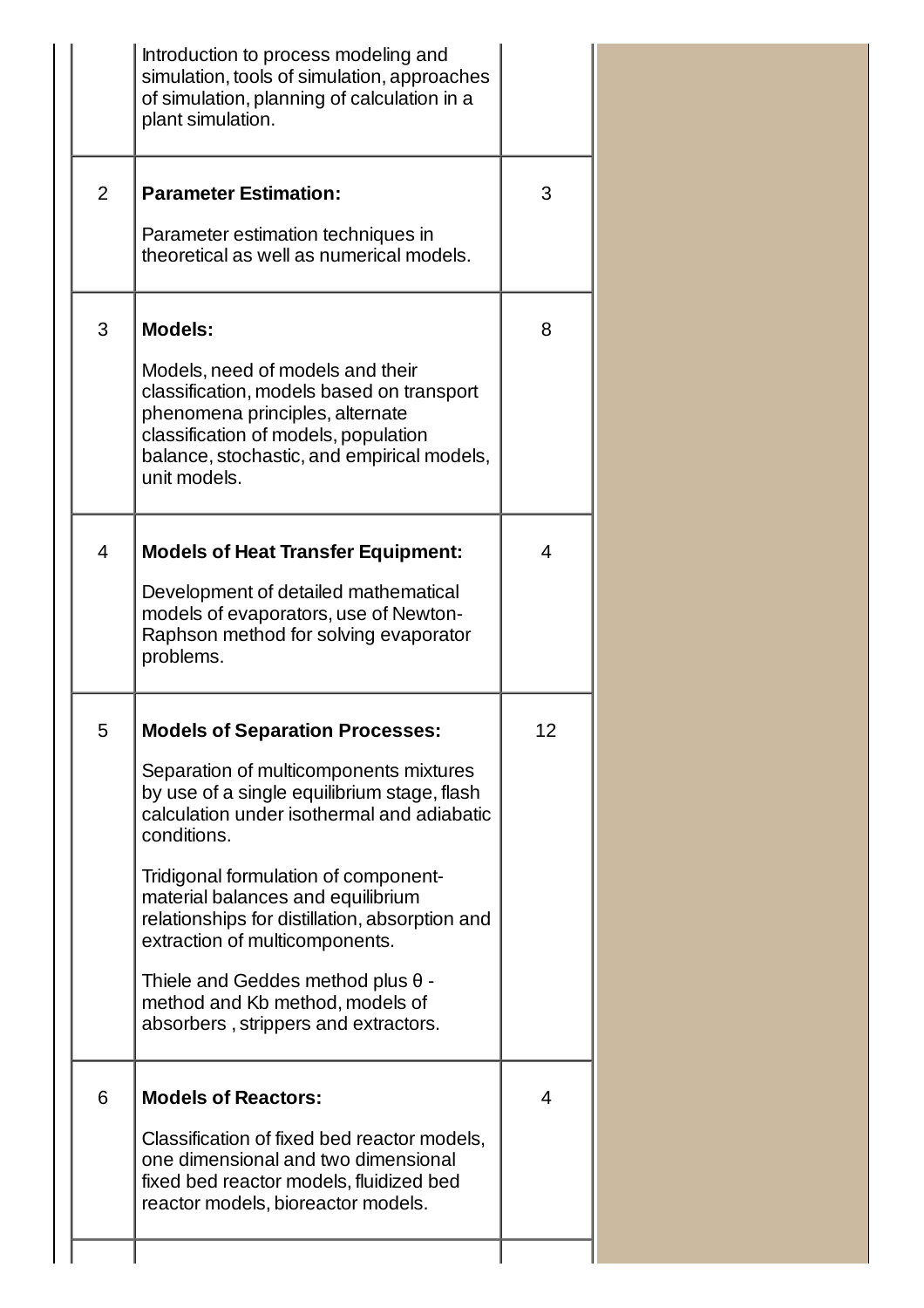| | | |
|---|---|---|
| | Introduction to process modeling and simulation, tools of simulation, approaches of simulation, planning of calculation in a plant simulation. | |
| 2 | **Parameter Estimation:**<br><br>Parameter estimation techniques in theoretical as well as numerical models. | 3 |
| 3 | **Models:**<br><br>Models, need of models and their classification, models based on transport phenomena principles, alternate classification of models, population balance, stochastic, and empirical models, unit models. | 8 |
| 4 | **Models of Heat Transfer Equipment:**<br><br>Development of detailed mathematical models of evaporators, use of Newton-Raphson method for solving evaporator problems. | 4 |
| 5 | **Models of Separation Processes:**<br><br>Separation of multicomponents mixtures by use of a single equilibrium stage, flash calculation under isothermal and adiabatic conditions.<br><br>Tridigonal formulation of component-material balances and equilibrium relationships for distillation, absorption and extraction of multicomponents.<br><br>Thiele and Geddes method plus θ - method and Kb method, models of absorbers , strippers and extractors. | 12 |
| 6 | **Models of Reactors:**<br><br>Classification of fixed bed reactor models, one dimensional and two dimensional fixed bed reactor models, fluidized bed reactor models, bioreactor models. | 4 |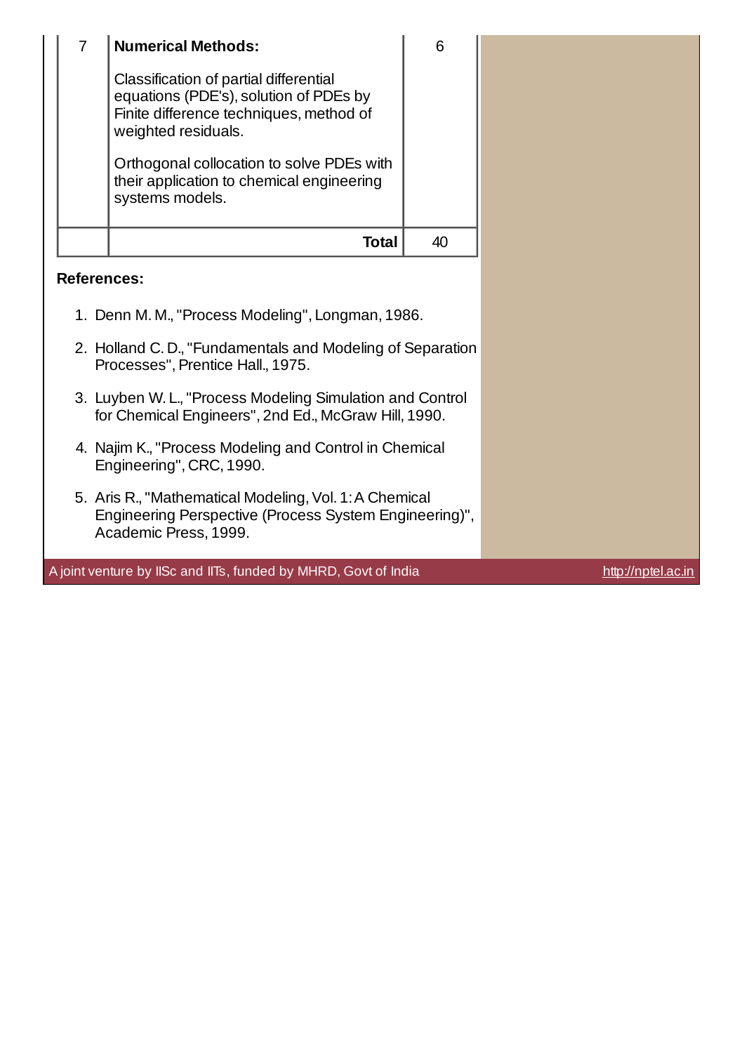| | | |
|---|---|---|
| 7 | **Numerical Methods:**<br><br>Classification of partial differential equations (PDE's), solution of PDEs by Finite difference techniques, method of weighted residuals.<br><br>Orthogonal collocation to solve PDEs with their application to chemical engineering systems models. | 6 |
| | **Total** | 40 |

**References:**

1. Denn M. M., "Process Modeling", Longman, 1986.
2. Holland C. D., "Fundamentals and Modeling of Separation Processes", Prentice Hall., 1975.
3. Luyben W. L., "Process Modeling Simulation and Control for Chemical Engineers", 2nd Ed., McGraw Hill, 1990.
4. Najim K., "Process Modeling and Control in Chemical Engineering", CRC, 1990.
5. Aris R., "Mathematical Modeling, Vol. 1: A Chemical Engineering Perspective (Process System Engineering)", Academic Press, 1999.

A joint venture by IISc and IITs, funded by MHRD, Govt of India http://nptel.ac.in